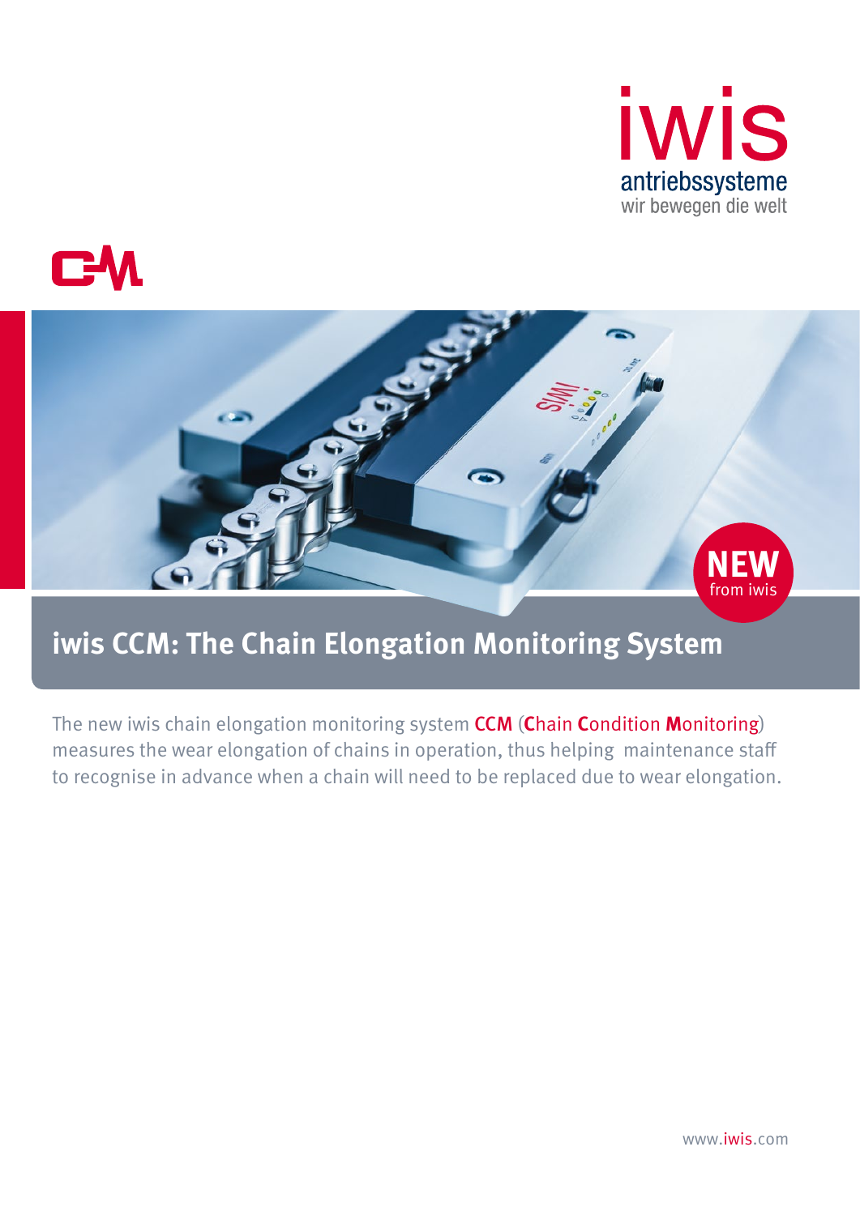iwis

antriebssysteme

wir bewegen die welt

CCM

NEW from iwis

# iwis CCM: The Chain Elongation Monitoring System

The new iwis chain elongation monitoring system **CCM** (**C**hain **C**ondition **M**onitoring) measures the wear elongation of chains in operation, thus helping maintenance staff to recognise in advance when a chain will need to be replaced due to wear elongation.

www.iwis.com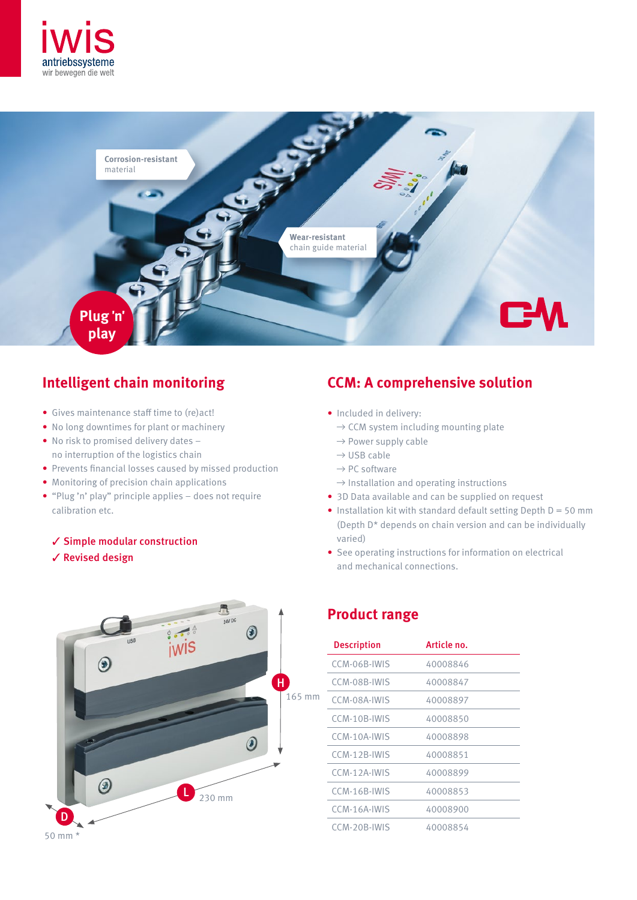## Intelligent chain monitoring

- Gives maintenance staff time to (re)act!
- No long downtimes for plant or machinery
- No risk to promised delivery dates – no interruption of the logistics chain
- Prevents financial losses caused by missed production
- Monitoring of precision chain applications
- "Plug 'n' play" principle applies – does not require calibration etc.

✓ **Simple modular construction**
✓ **Revised design**

## CCM: A comprehensive solution

- Included in delivery:
  → CCM system including mounting plate
  → Power supply cable
  → USB cable
  → PC software
  → Installation and operating instructions
- 3D Data available and can be supplied on request
- Installation kit with standard default setting Depth D = 50 mm (Depth D* depends on chain version and can be individually varied)
- See operating instructions for information on electrical and mechanical connections.

H 165 mm
L 230 mm
D 50 mm *

## Product range

| Description | Article no. |
|---|---|
| CCM-06B-IWIS | 40008846 |
| CCM-08B-IWIS | 40008847 |
| CCM-08A-IWIS | 40008897 |
| CCM-10B-IWIS | 40008850 |
| CCM-10A-IWIS | 40008898 |
| CCM-12B-IWIS | 40008851 |
| CCM-12A-IWIS | 40008899 |
| CCM-16B-IWIS | 40008853 |
| CCM-16A-IWIS | 40008900 |
| CCM-20B-IWIS | 40008854 |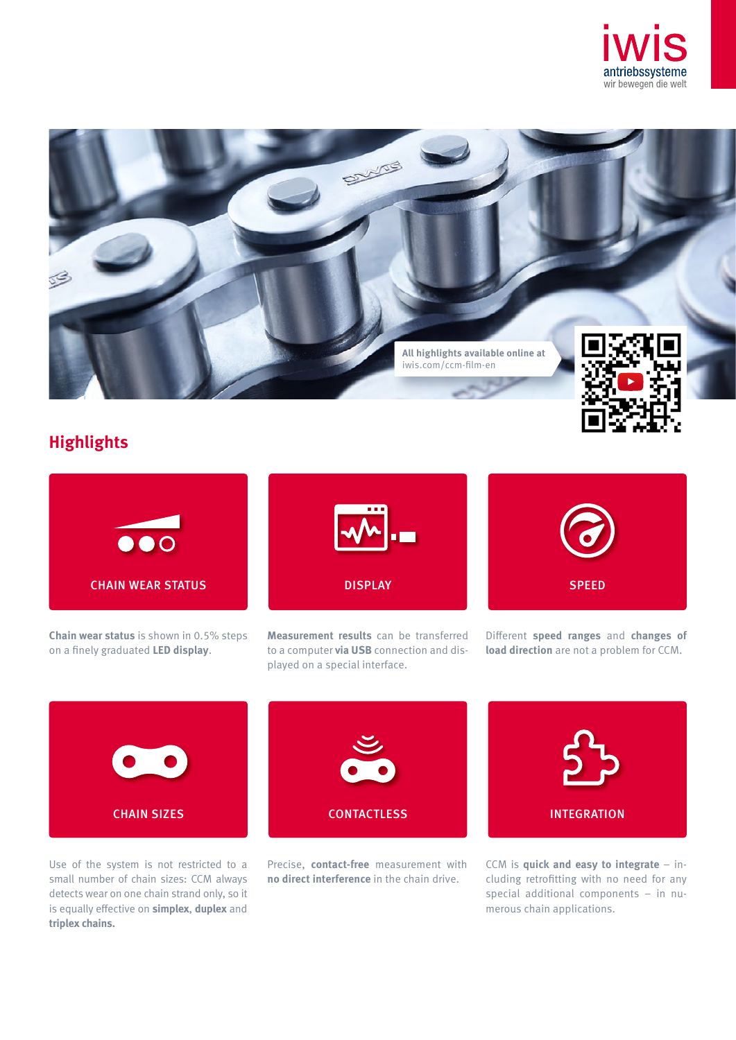All highlights available online at
iwis.com/ccm-film-en

## Highlights

### CHAIN WEAR STATUS

**Chain wear status** is shown in 0.5% steps on a finely graduated **LED display**.

### DISPLAY

**Measurement results** can be transferred to a computer **via USB** connection and displayed on a special interface.

### SPEED

Different **speed ranges** and **changes of load direction** are not a problem for CCM.

### CHAIN SIZES

Use of the system is not restricted to a small number of chain sizes: CCM always detects wear on one chain strand only, so it is equally effective on **simplex**, **duplex** and **triplex chains.**

### CONTACTLESS

Precise, **contact-free** measurement with **no direct interference** in the chain drive.

### INTEGRATION

CCM is **quick and easy to integrate** – including retrofitting with no need for any special additional components – in numerous chain applications.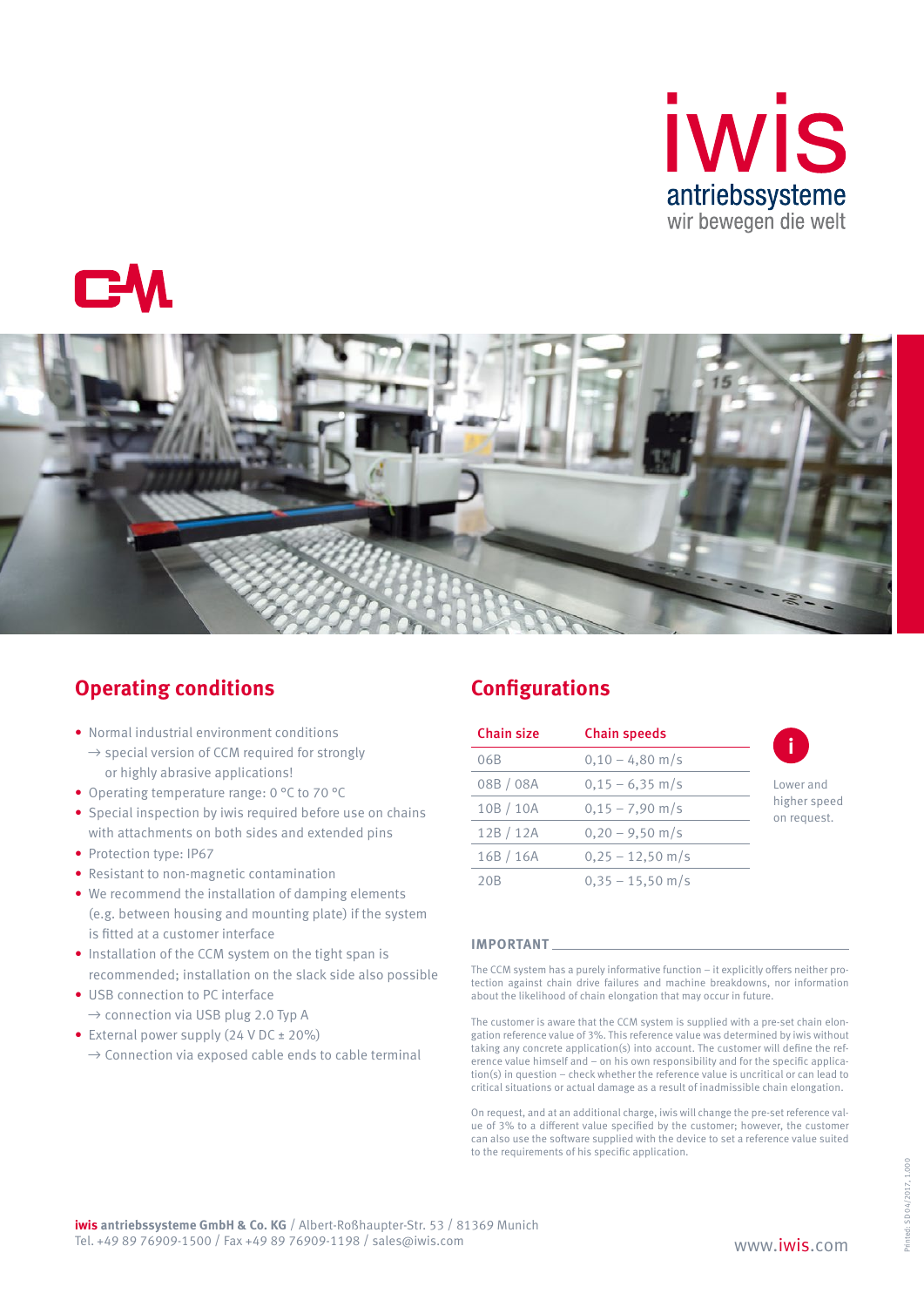iwis
antriebssysteme
wir bewegen die welt

## Operating conditions

- Normal industrial environment conditions
  → special version of CCM required for strongly or highly abrasive applications!
- Operating temperature range: 0 °C to 70 °C
- Special inspection by iwis required before use on chains with attachments on both sides and extended pins
- Protection type: IP67
- Resistant to non-magnetic contamination
- We recommend the installation of damping elements (e.g. between housing and mounting plate) if the system is fitted at a customer interface
- Installation of the CCM system on the tight span is recommended; installation on the slack side also possible
- USB connection to PC interface
  → connection via USB plug 2.0 Typ A
- External power supply (24 V DC ± 20%)
  → Connection via exposed cable ends to cable terminal

## Configurations

| Chain size | Chain speeds |
|---|---|
| 06B | 0,10 – 4,80 m/s |
| 08B / 08A | 0,15 – 6,35 m/s |
| 10B / 10A | 0,15 – 7,90 m/s |
| 12B / 12A | 0,20 – 9,50 m/s |
| 16B / 16A | 0,25 – 12,50 m/s |
| 20B | 0,35 – 15,50 m/s |

Lower and higher speed on request.

**IMPORTANT**

The CCM system has a purely informative function – it explicitly offers neither protection against chain drive failures and machine breakdowns, nor information about the likelihood of chain elongation that may occur in future.

The customer is aware that the CCM system is supplied with a pre-set chain elongation reference value of 3%. This reference value was determined by iwis without taking any concrete application(s) into account. The customer will define the reference value himself and – on his own responsibility and for the specific application(s) in question – check whether the reference value is uncritical or can lead to critical situations or actual damage as a result of inadmissible chain elongation.

On request, and at an additional charge, iwis will change the pre-set reference value of 3% to a different value specified by the customer; however, the customer can also use the software supplied with the device to set a reference value suited to the requirements of his specific application.

**iwis antriebssysteme GmbH & Co. KG** / Albert-Roßhaupter-Str. 53 / 81369 Munich
Tel. +49 89 76909-1500 / Fax +49 89 76909-1198 / sales@iwis.com

www.iwis.com

Printed: SD 04/2017, 1.000